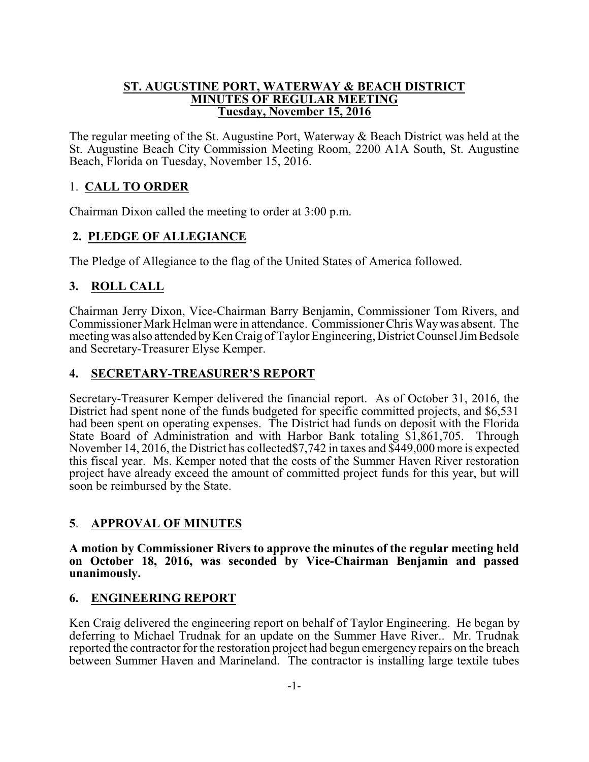**ST. AUGUSTINE PORT, WATERWAY & BEACH DISTRICT**
**MINUTES OF REGULAR MEETING**
**Tuesday, November 15, 2016**

The regular meeting of the St. Augustine Port, Waterway & Beach District was held at the St. Augustine Beach City Commission Meeting Room, 2200 A1A South, St. Augustine Beach, Florida on Tuesday, November 15, 2016.

## 1. CALL TO ORDER

Chairman Dixon called the meeting to order at 3:00 p.m.

## 2. PLEDGE OF ALLEGIANCE

The Pledge of Allegiance to the flag of the United States of America followed.

## 3. ROLL CALL

Chairman Jerry Dixon, Vice-Chairman Barry Benjamin, Commissioner Tom Rivers, and Commissioner Mark Helman were in attendance. Commissioner Chris Way was absent. The meeting was also attended by Ken Craig of Taylor Engineering, District Counsel Jim Bedsole and Secretary-Treasurer Elyse Kemper.

## 4. SECRETARY-TREASURER'S REPORT

Secretary-Treasurer Kemper delivered the financial report. As of October 31, 2016, the District had spent none of the funds budgeted for specific committed projects, and $6,531 had been spent on operating expenses. The District had funds on deposit with the Florida State Board of Administration and with Harbor Bank totaling $1,861,705. Through November 14, 2016, the District has collected$7,742 in taxes and $449,000 more is expected this fiscal year. Ms. Kemper noted that the costs of the Summer Haven River restoration project have already exceed the amount of committed project funds for this year, but will soon be reimbursed by the State.

## 5. APPROVAL OF MINUTES

**A motion by Commissioner Rivers to approve the minutes of the regular meeting held on October 18, 2016, was seconded by Vice-Chairman Benjamin and passed unanimously.**

## 6. ENGINEERING REPORT

Ken Craig delivered the engineering report on behalf of Taylor Engineering. He began by deferring to Michael Trudnak for an update on the Summer Have River.. Mr. Trudnak reported the contractor for the restoration project had begun emergency repairs on the breach between Summer Haven and Marineland. The contractor is installing large textile tubes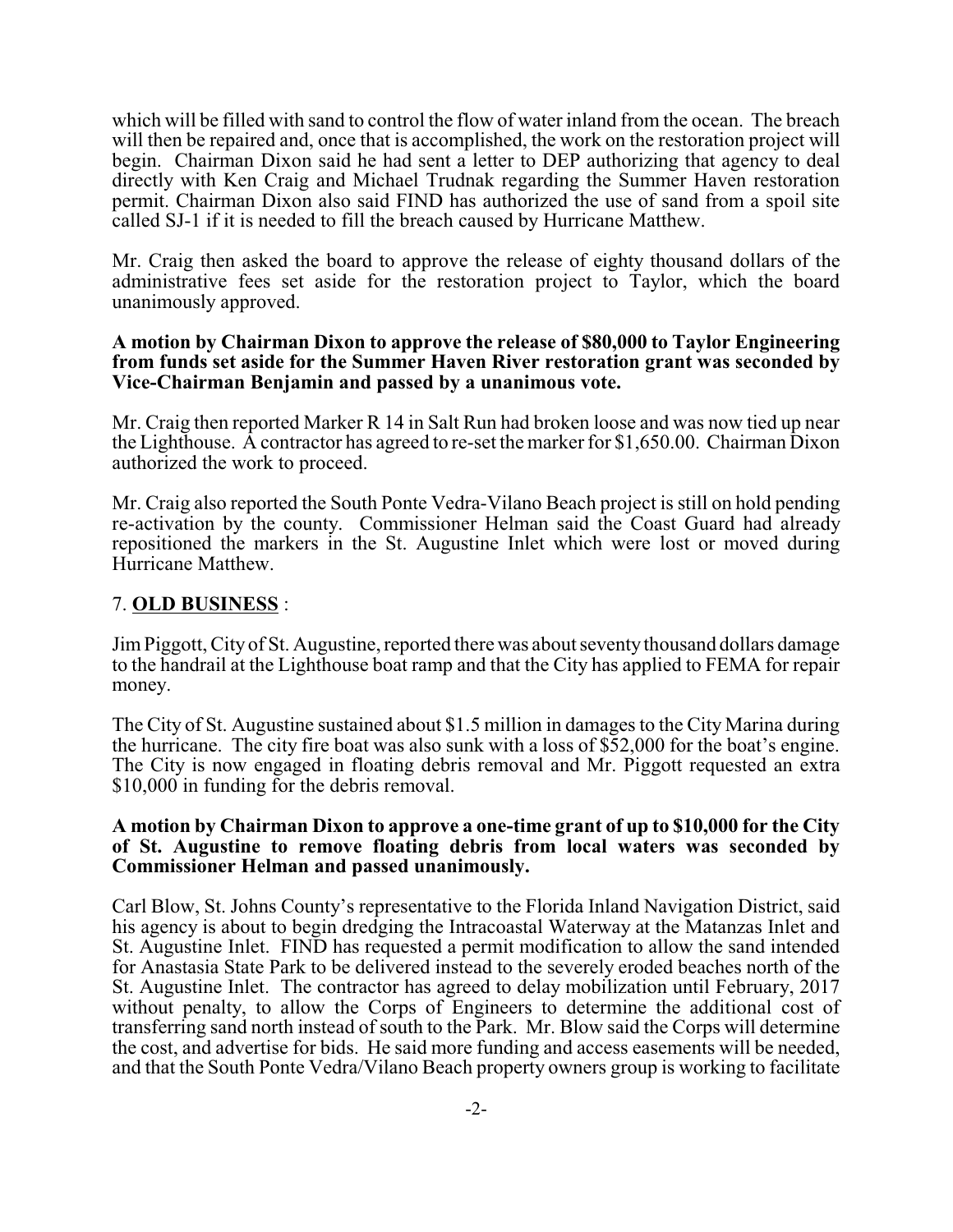which will be filled with sand to control the flow of water inland from the ocean. The breach will then be repaired and, once that is accomplished, the work on the restoration project will begin. Chairman Dixon said he had sent a letter to DEP authorizing that agency to deal directly with Ken Craig and Michael Trudnak regarding the Summer Haven restoration permit. Chairman Dixon also said FIND has authorized the use of sand from a spoil site called SJ-1 if it is needed to fill the breach caused by Hurricane Matthew.

Mr. Craig then asked the board to approve the release of eighty thousand dollars of the administrative fees set aside for the restoration project to Taylor, which the board unanimously approved.

**A motion by Chairman Dixon to approve the release of $80,000 to Taylor Engineering from funds set aside for the Summer Haven River restoration grant was seconded by Vice-Chairman Benjamin and passed by a unanimous vote.**

Mr. Craig then reported Marker R 14 in Salt Run had broken loose and was now tied up near the Lighthouse. A contractor has agreed to re-set the marker for $1,650.00. Chairman Dixon authorized the work to proceed.

Mr. Craig also reported the South Ponte Vedra-Vilano Beach project is still on hold pending re-activation by the county. Commissioner Helman said the Coast Guard had already repositioned the markers in the St. Augustine Inlet which were lost or moved during Hurricane Matthew.

## 7. **OLD BUSINESS** :

Jim Piggott, City of St. Augustine, reported there was about seventy thousand dollars damage to the handrail at the Lighthouse boat ramp and that the City has applied to FEMA for repair money.

The City of St. Augustine sustained about $1.5 million in damages to the City Marina during the hurricane. The city fire boat was also sunk with a loss of $52,000 for the boat's engine. The City is now engaged in floating debris removal and Mr. Piggott requested an extra $10,000 in funding for the debris removal.

**A motion by Chairman Dixon to approve a one-time grant of up to $10,000 for the City of St. Augustine to remove floating debris from local waters was seconded by Commissioner Helman and passed unanimously.**

Carl Blow, St. Johns County's representative to the Florida Inland Navigation District, said his agency is about to begin dredging the Intracoastal Waterway at the Matanzas Inlet and St. Augustine Inlet. FIND has requested a permit modification to allow the sand intended for Anastasia State Park to be delivered instead to the severely eroded beaches north of the St. Augustine Inlet. The contractor has agreed to delay mobilization until February, 2017 without penalty, to allow the Corps of Engineers to determine the additional cost of transferring sand north instead of south to the Park. Mr. Blow said the Corps will determine the cost, and advertise for bids. He said more funding and access easements will be needed, and that the South Ponte Vedra/Vilano Beach property owners group is working to facilitate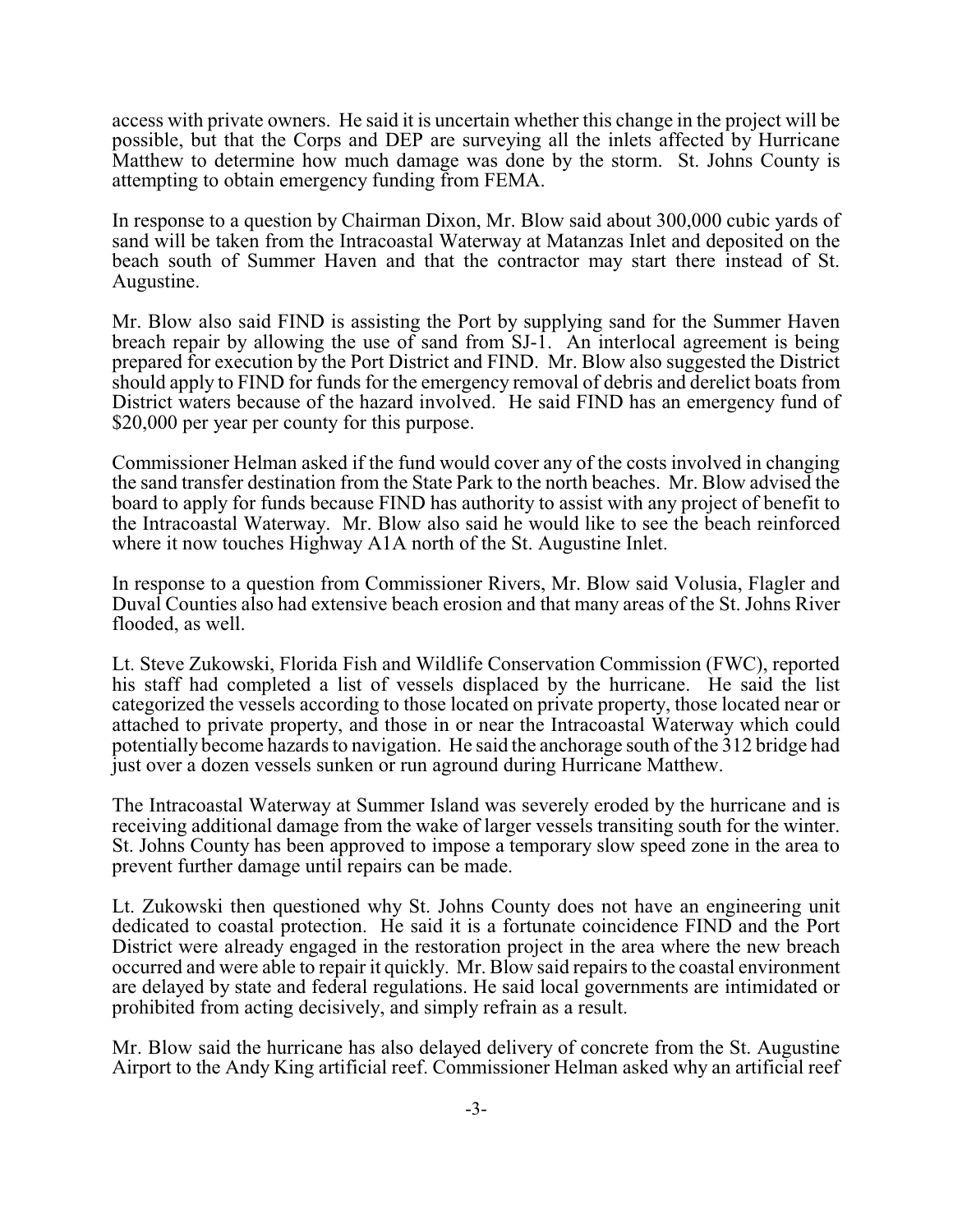access with private owners. He said it is uncertain whether this change in the project will be possible, but that the Corps and DEP are surveying all the inlets affected by Hurricane Matthew to determine how much damage was done by the storm. St. Johns County is attempting to obtain emergency funding from FEMA.

In response to a question by Chairman Dixon, Mr. Blow said about 300,000 cubic yards of sand will be taken from the Intracoastal Waterway at Matanzas Inlet and deposited on the beach south of Summer Haven and that the contractor may start there instead of St. Augustine.

Mr. Blow also said FIND is assisting the Port by supplying sand for the Summer Haven breach repair by allowing the use of sand from SJ-1. An interlocal agreement is being prepared for execution by the Port District and FIND. Mr. Blow also suggested the District should apply to FIND for funds for the emergency removal of debris and derelict boats from District waters because of the hazard involved. He said FIND has an emergency fund of $20,000 per year per county for this purpose.

Commissioner Helman asked if the fund would cover any of the costs involved in changing the sand transfer destination from the State Park to the north beaches. Mr. Blow advised the board to apply for funds because FIND has authority to assist with any project of benefit to the Intracoastal Waterway. Mr. Blow also said he would like to see the beach reinforced where it now touches Highway A1A north of the St. Augustine Inlet.

In response to a question from Commissioner Rivers, Mr. Blow said Volusia, Flagler and Duval Counties also had extensive beach erosion and that many areas of the St. Johns River flooded, as well.

Lt. Steve Zukowski, Florida Fish and Wildlife Conservation Commission (FWC), reported his staff had completed a list of vessels displaced by the hurricane. He said the list categorized the vessels according to those located on private property, those located near or attached to private property, and those in or near the Intracoastal Waterway which could potentially become hazards to navigation. He said the anchorage south of the 312 bridge had just over a dozen vessels sunken or run aground during Hurricane Matthew.

The Intracoastal Waterway at Summer Island was severely eroded by the hurricane and is receiving additional damage from the wake of larger vessels transiting south for the winter. St. Johns County has been approved to impose a temporary slow speed zone in the area to prevent further damage until repairs can be made.

Lt. Zukowski then questioned why St. Johns County does not have an engineering unit dedicated to coastal protection. He said it is a fortunate coincidence FIND and the Port District were already engaged in the restoration project in the area where the new breach occurred and were able to repair it quickly. Mr. Blow said repairs to the coastal environment are delayed by state and federal regulations. He said local governments are intimidated or prohibited from acting decisively, and simply refrain as a result.

Mr. Blow said the hurricane has also delayed delivery of concrete from the St. Augustine Airport to the Andy King artificial reef. Commissioner Helman asked why an artificial reef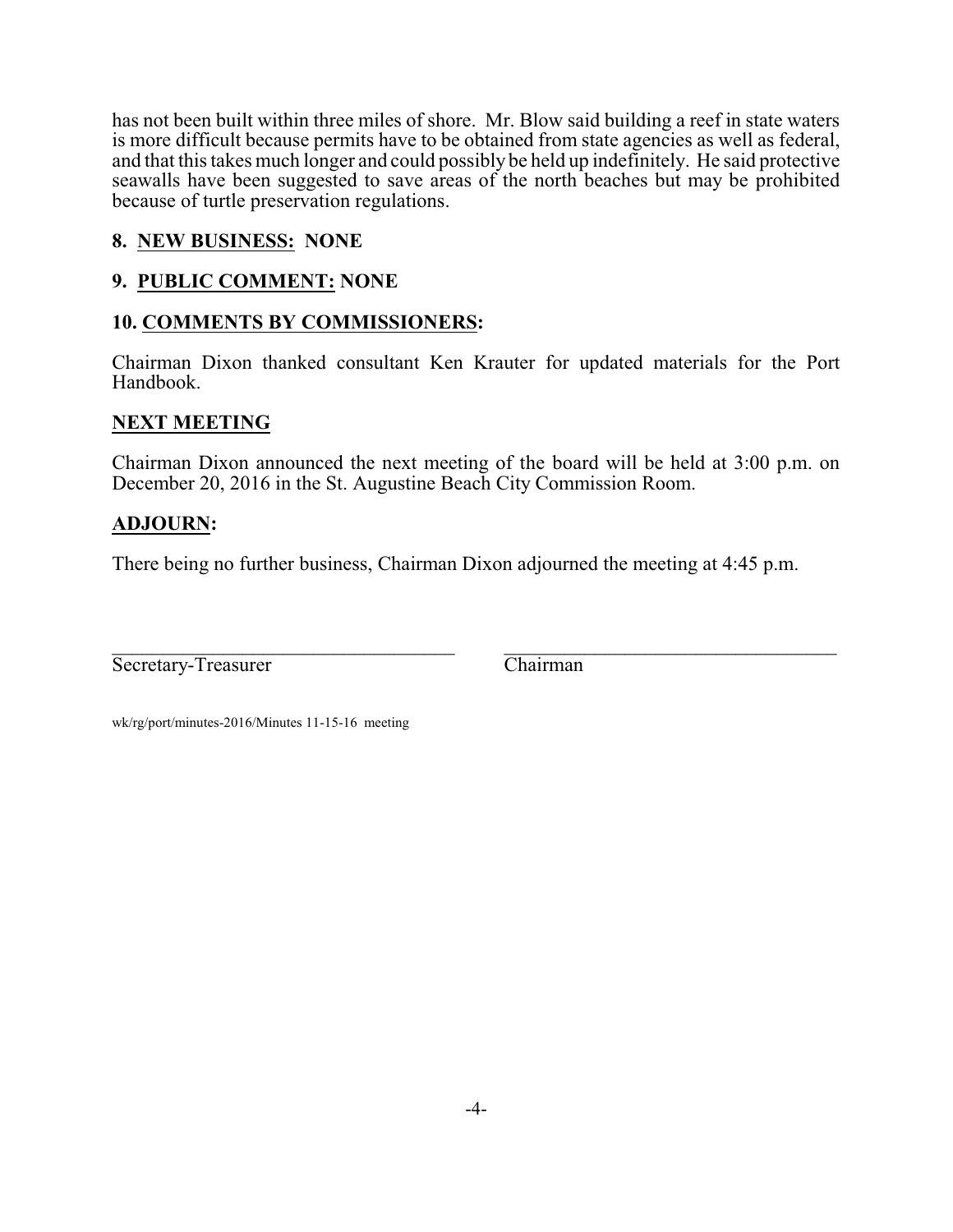has not been built within three miles of shore. Mr. Blow said building a reef in state waters is more difficult because permits have to be obtained from state agencies as well as federal, and that this takes much longer and could possibly be held up indefinitely. He said protective seawalls have been suggested to save areas of the north beaches but may be prohibited because of turtle preservation regulations.

**8. <u>NEW BUSINESS:</u> NONE**

**9. <u>PUBLIC COMMENT:</u> NONE**

**10. <u>COMMENTS BY COMMISSIONERS</u>:**

Chairman Dixon thanked consultant Ken Krauter for updated materials for the Port Handbook.

**<u>NEXT MEETING</u>**

Chairman Dixon announced the next meeting of the board will be held at 3:00 p.m. on December 20, 2016 in the St. Augustine Beach City Commission Room.

**<u>ADJOURN</u>:**

There being no further business, Chairman Dixon adjourned the meeting at 4:45 p.m.

\_\_\_\_\_\_\_\_\_\_\_\_\_\_\_\_\_\_\_\_\_\_\_\_\_\_\_\_\_\_\_\_\_\_\_\_ \_\_\_\_\_\_\_\_\_\_\_\_\_\_\_\_\_\_\_\_\_\_\_\_\_\_\_\_\_\_\_\_\_\_\_\_

Secretary-Treasurer Chairman

wk/rg/port/minutes-2016/Minutes 11-15-16 meeting